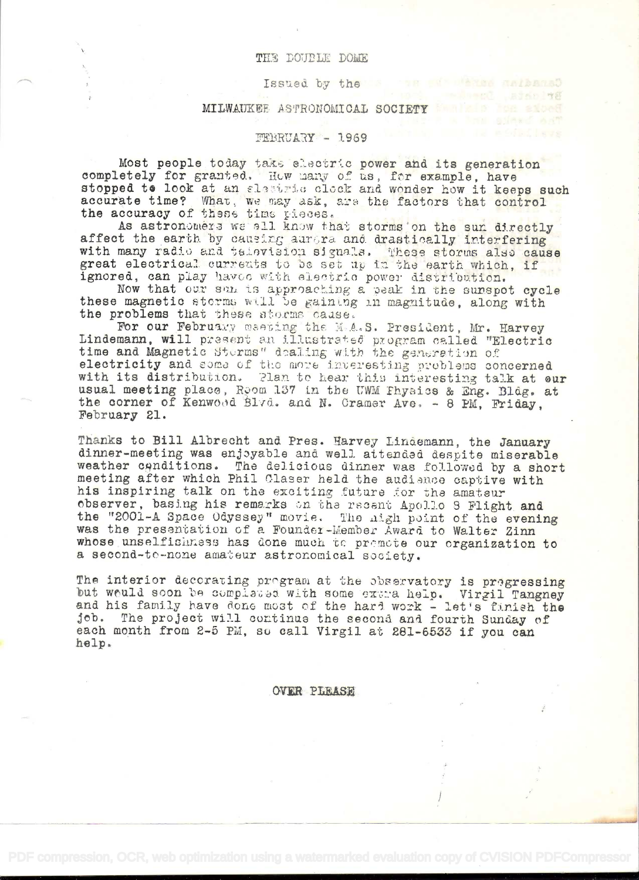THE DOUBLE DOME

Issued by the

MILWAUKEE ASTRONOMICAL SOCIETY

FEBRUARY - 1969

Most people today take electric power and its generation completely for granted. How many of us, for example, have stopped to look at an electric clock and wonder how it keeps such accurate time? What, we may ask, are the factors that control the accuracy of these time pieces.

As astronomers we all know that storms on the sun directly affect the earth by causing aurora and drastically interfering with many radio and television signals. These storms also cause great electrical currents to be set up in the earth which, if ignored, can play havoc with electric power distribution.

Now that our sun is approaching a peak in the sunspot cycle these magnetic storms will be gaining in magnitude, along with the problems that these storms cause.

For our February meeting the M.A.S. President, Mr. Harvey Lindemann, will present an illustrated program called "Electric time and Magnetic Storms" dealing with the generation of electricity and some of the more interesting problems concerned with its distribution. Plan to hear this interesting talk at our usual meeting place, Room 137 in the UWM Physics & Eng. Bldg. at the corner of Kenwood Blvd. and N. Cramer Ave. - 8 PM, Friday, February 21.

Thanks to Bill Albrecht and Pres. Harvey Lindemann, the January dinner-meeting was enjoyable and well attended despite miserable weather conditions. The delicious dinner was followed by a short meeting after which Phil Claser held the audience captive with his inspiring talk on the exciting future for the amateur observer, basing his remarks on the recent Apollo 8 Flight and the "2001-A Space Odyssey" movie. The high point of the evening was the presentation of a Founder-Member Award to Walter Zinn whose unselfishness has done much to promote our organization to a second-to-none amateur astronomical society.

The interior decorating program at the observatory is progressing but would soon be completed with some extra help. Virgil Tangney and his family have done most of the hard work - let's finish the job. The project will continue the second and fourth Sunday of each month from 2-5 PM, so call Virgil at 281-6533 if you can help.

OVER PLEASE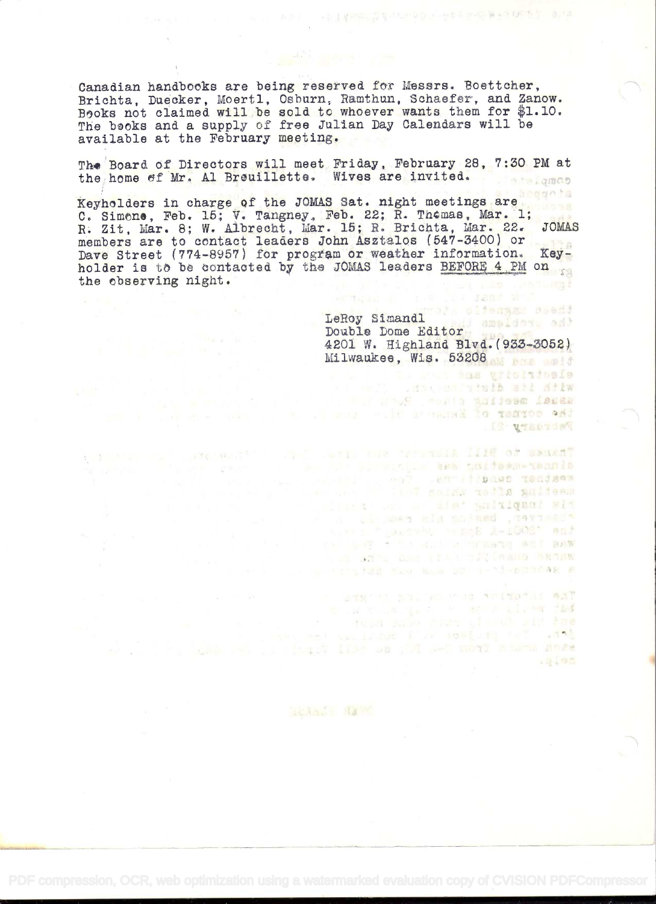Canadian handbooks are being reserved for Messrs. Boettcher, Brichta, Duecker, Moertl, Osburn, Ramthun, Schaefer, and Zanow. Books not claimed will be sold to whoever wants them for $1.10. The books and a supply of free Julian Day Calendars will be available at the February meeting.

The Board of Directors will meet Friday, February 28, 7:30 PM at the home of Mr. Al Brouillette. Wives are invited.

Keyholders in charge of the JOMAS Sat. night meetings are C. Simone, Feb. 15; V. Tangney, Feb. 22; R. Thomas, Mar. 1; R. Zit, Mar. 8; W. Albrecht, Mar. 15; R. Brichta, Mar. 22. JOMAS members are to contact leaders John Asztalos (547-3400) or Dave Street (774-8957) for program or weather information. Keyholder is to be contacted by the JOMAS leaders BEFORE 4 PM on the observing night.

LeRoy Simandl  
Double Dome Editor  
4201 W. Highland Blvd. (933-3052)  
Milwaukee, Wis. 53208